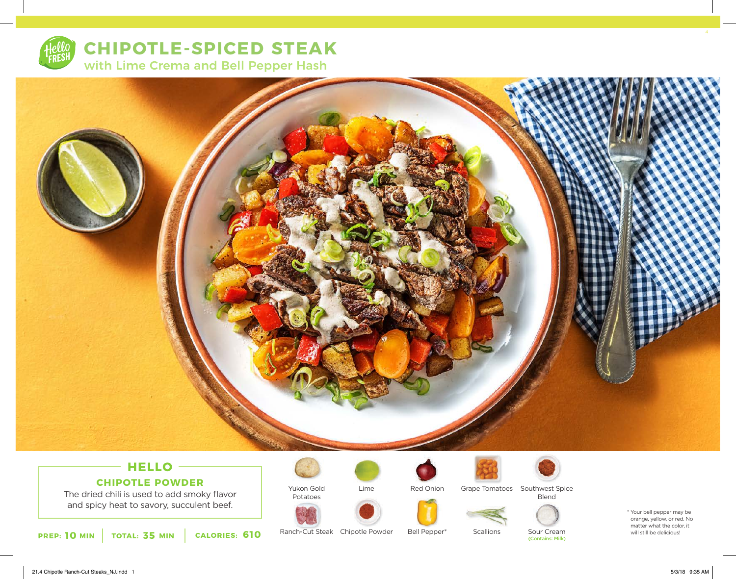# CHIPOTLE-SPICED STEAK

## with Lime Crema and Bell Pepper Hash

### HELLO

**CHIPOTLE POWDER**

The dried chili is used to add smoky flavor and spicy heat to savory, succulent beef.

**PREP: 10 MIN** | **TOTAL: 35 MIN** | **CALORIES: 610**

- Yukon Gold Potatoes
- Lime
- Red Onion
- Grape Tomatoes
- Southwest Spice Blend
- Ranch-Cut Steak
- Chipotle Powder
- Bell Pepper*
- Scallions
- Sour Cream (Contains: Milk)

\* Your bell pepper may be orange, yellow, or red. No matter what the color, it will still be delicious!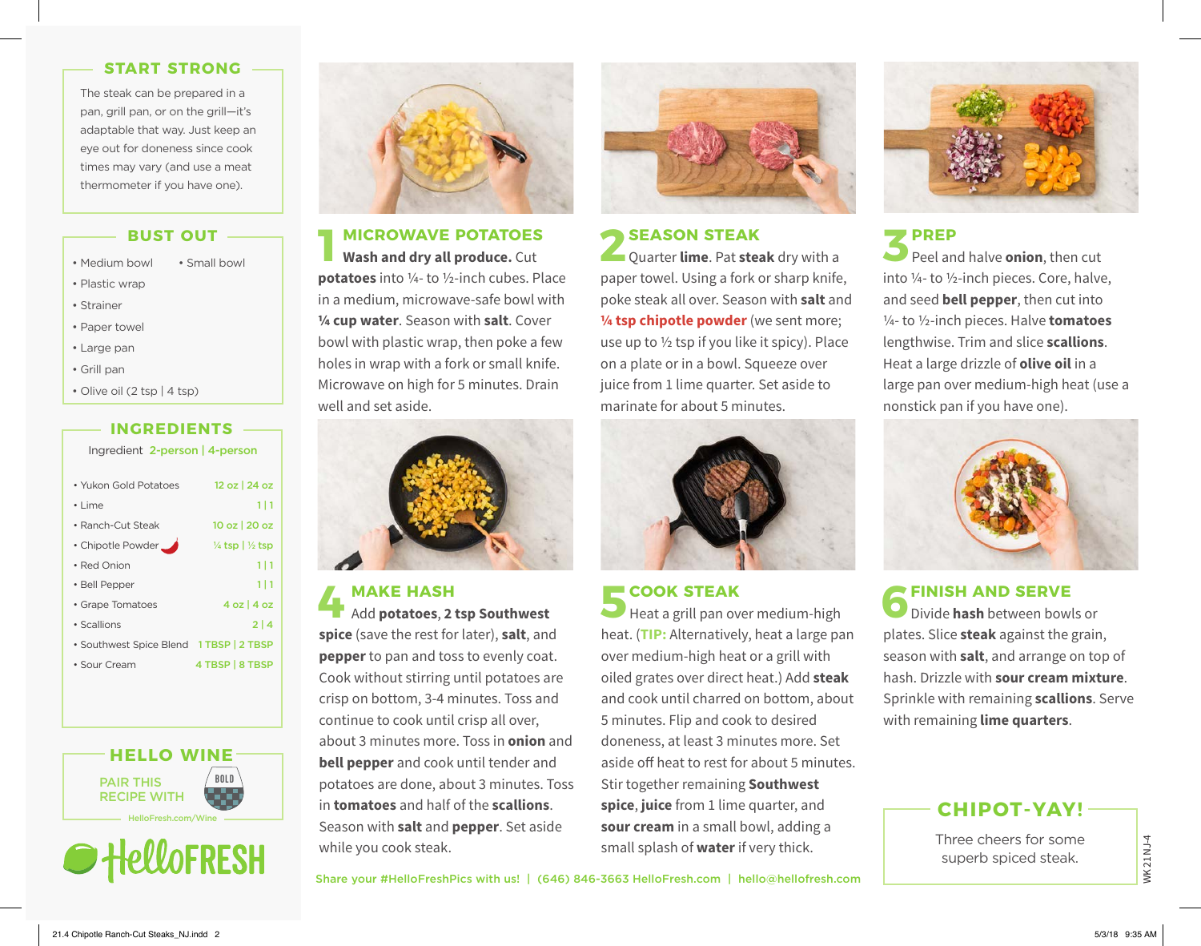## START STRONG

The steak can be prepared in a pan, grill pan, or on the grill—it's adaptable that way. Just keep an eye out for doneness since cook times may vary (and use a meat thermometer if you have one).

## BUST OUT

- Medium bowl
- Small bowl
- Plastic wrap
- Strainer
- Paper towel
- Large pan
- Grill pan
- Olive oil (2 tsp | 4 tsp)

## INGREDIENTS

| Ingredient | 2-person \| 4-person |
|---|---|
| Yukon Gold Potatoes | 12 oz \| 24 oz |
| Lime | 1 \| 1 |
| Ranch-Cut Steak | 10 oz \| 20 oz |
| Chipotle Powder | ¼ tsp \| ½ tsp |
| Red Onion | 1 \| 1 |
| Bell Pepper | 1 \| 1 |
| Grape Tomatoes | 4 oz \| 4 oz |
| Scallions | 2 \| 4 |
| Southwest Spice Blend | 1 TBSP \| 2 TBSP |
| Sour Cream | 4 TBSP \| 8 TBSP |

## HELLO WINE

PAIR THIS RECIPE WITH BOLD

HelloFresh.com/Wine

HelloFRESH

## 1 MICROWAVE POTATOES

**Wash and dry all produce.** Cut **potatoes** into ¼- to ½-inch cubes. Place in a medium, microwave-safe bowl with **¼ cup water**. Season with **salt**. Cover bowl with plastic wrap, then poke a few holes in wrap with a fork or small knife. Microwave on high for 5 minutes. Drain well and set aside.

## 2 SEASON STEAK

Quarter **lime**. Pat **steak** dry with a paper towel. Using a fork or sharp knife, poke steak all over. Season with **salt** and **¼ tsp chipotle powder** (we sent more; use up to ½ tsp if you like it spicy). Place on a plate or in a bowl. Squeeze over juice from 1 lime quarter. Set aside to marinate for about 5 minutes.

## 3 PREP

Peel and halve **onion**, then cut into ¼- to ½-inch pieces. Core, halve, and seed **bell pepper**, then cut into ¼- to ½-inch pieces. Halve **tomatoes** lengthwise. Trim and slice **scallions**. Heat a large drizzle of **olive oil** in a large pan over medium-high heat (use a nonstick pan if you have one).

## 4 MAKE HASH

Add **potatoes**, **2 tsp Southwest spice** (save the rest for later), **salt**, and **pepper** to pan and toss to evenly coat. Cook without stirring until potatoes are crisp on bottom, 3-4 minutes. Toss and continue to cook until crisp all over, about 3 minutes more. Toss in **onion** and **bell pepper** and cook until tender and potatoes are done, about 3 minutes. Toss in **tomatoes** and half of the **scallions**. Season with **salt** and **pepper**. Set aside while you cook steak.

## 5 COOK STEAK

Heat a grill pan over medium-high heat. (**TIP:** Alternatively, heat a large pan over medium-high heat or a grill with oiled grates over direct heat.) Add **steak** and cook until charred on bottom, about 5 minutes. Flip and cook to desired doneness, at least 3 minutes more. Set aside off heat to rest for about 5 minutes. Stir together remaining **Southwest spice**, **juice** from 1 lime quarter, and **sour cream** in a small bowl, adding a small splash of **water** if very thick.

## 6 FINISH AND SERVE

Divide **hash** between bowls or plates. Slice **steak** against the grain, season with **salt**, and arrange on top of hash. Drizzle with **sour cream mixture**. Sprinkle with remaining **scallions**. Serve with remaining **lime quarters**.

## CHIPOT-YAY!

Three cheers for some superb spiced steak.

WK21NJ-4

Share your #HelloFreshPics with us! | (646) 846-3663 HelloFresh.com | hello@hellofresh.com